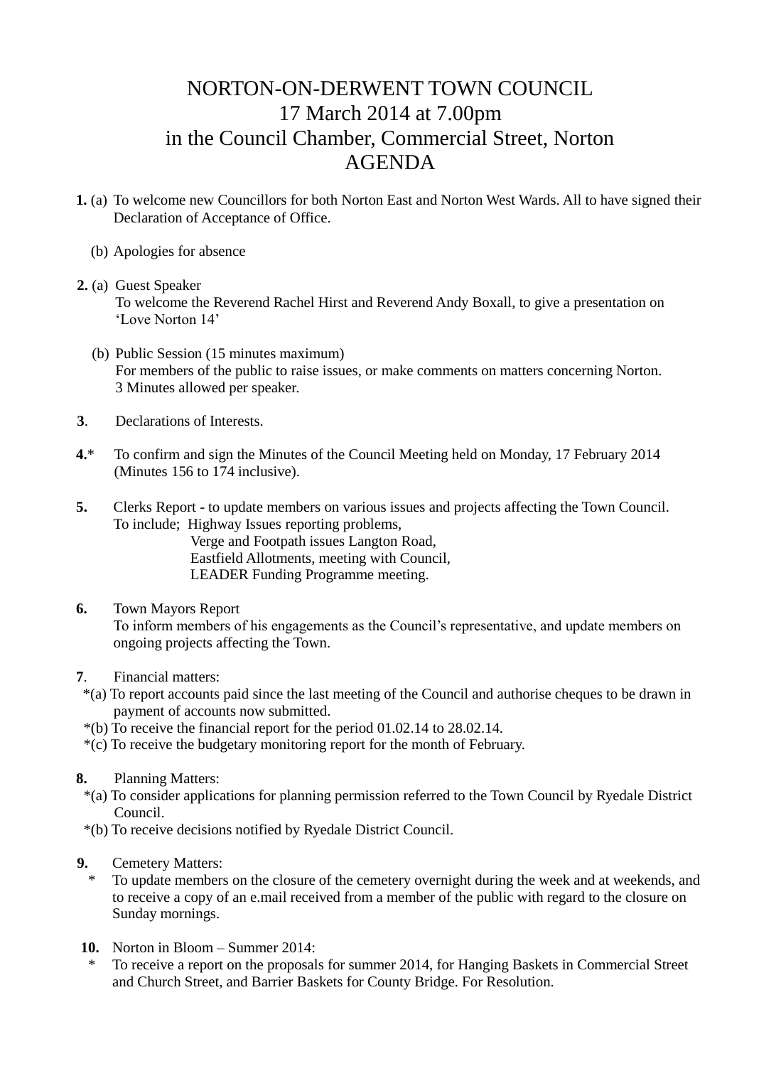# NORTON-ON-DERWENT TOWN COUNCIL
# 17 March 2014 at 7.00pm
# in the Council Chamber, Commercial Street, Norton
# AGENDA

**1.** (a) To welcome new Councillors for both Norton East and Norton West Wards. All to have signed their Declaration of Acceptance of Office.

(b) Apologies for absence

**2.** (a) Guest Speaker
To welcome the Reverend Rachel Hirst and Reverend Andy Boxall, to give a presentation on 'Love Norton 14'

(b) Public Session (15 minutes maximum)
For members of the public to raise issues, or make comments on matters concerning Norton.
3 Minutes allowed per speaker.

**3**. Declarations of Interests.

**4.*** To confirm and sign the Minutes of the Council Meeting held on Monday, 17 February 2014 (Minutes 156 to 174 inclusive).

**5.** Clerks Report - to update members on various issues and projects affecting the Town Council.
To include; Highway Issues reporting problems,
Verge and Footpath issues Langton Road,
Eastfield Allotments, meeting with Council,
LEADER Funding Programme meeting.

**6.** Town Mayors Report
To inform members of his engagements as the Council's representative, and update members on ongoing projects affecting the Town.

**7**. Financial matters:
*(a) To report accounts paid since the last meeting of the Council and authorise cheques to be drawn in payment of accounts now submitted.
*(b) To receive the financial report for the period 01.02.14 to 28.02.14.
*(c) To receive the budgetary monitoring report for the month of February.

**8.** Planning Matters:
*(a) To consider applications for planning permission referred to the Town Council by Ryedale District Council.
*(b) To receive decisions notified by Ryedale District Council.

**9.** Cemetery Matters:
\* To update members on the closure of the cemetery overnight during the week and at weekends, and to receive a copy of an e.mail received from a member of the public with regard to the closure on Sunday mornings.

**10.** Norton in Bloom – Summer 2014:
\* To receive a report on the proposals for summer 2014, for Hanging Baskets in Commercial Street and Church Street, and Barrier Baskets for County Bridge. For Resolution.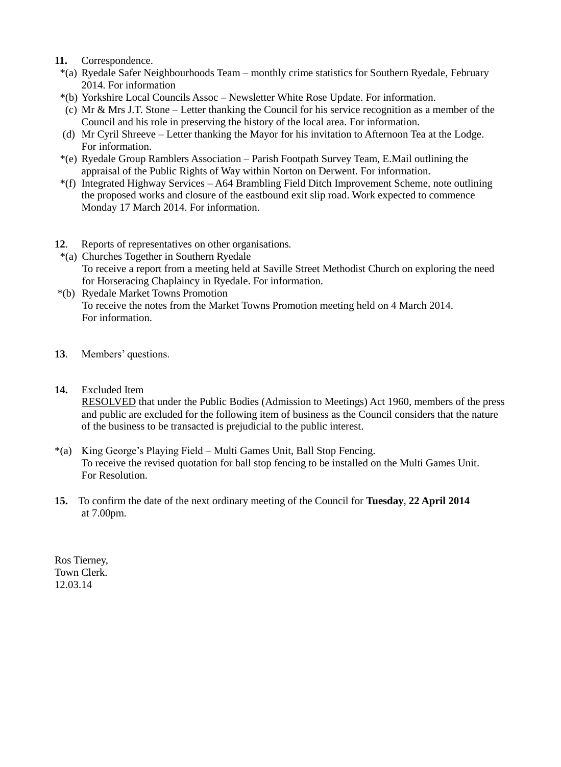**11.** Correspondence.

*(a) Ryedale Safer Neighbourhoods Team – monthly crime statistics for Southern Ryedale, February 2014. For information

*(b) Yorkshire Local Councils Assoc – Newsletter White Rose Update. For information.

(c) Mr & Mrs J.T. Stone – Letter thanking the Council for his service recognition as a member of the Council and his role in preserving the history of the local area. For information.

(d) Mr Cyril Shreeve – Letter thanking the Mayor for his invitation to Afternoon Tea at the Lodge. For information.

*(e) Ryedale Group Ramblers Association – Parish Footpath Survey Team, E.Mail outlining the appraisal of the Public Rights of Way within Norton on Derwent. For information.

*(f) Integrated Highway Services – A64 Brambling Field Ditch Improvement Scheme, note outlining the proposed works and closure of the eastbound exit slip road. Work expected to commence Monday 17 March 2014. For information.

**12**. Reports of representatives on other organisations.

*(a) Churches Together in Southern Ryedale
To receive a report from a meeting held at Saville Street Methodist Church on exploring the need for Horseracing Chaplaincy in Ryedale. For information.

*(b) Ryedale Market Towns Promotion
To receive the notes from the Market Towns Promotion meeting held on 4 March 2014. For information.

**13**. Members' questions.

**14.** Excluded Item
RESOLVED that under the Public Bodies (Admission to Meetings) Act 1960, members of the press and public are excluded for the following item of business as the Council considers that the nature of the business to be transacted is prejudicial to the public interest.

*(a) King George's Playing Field – Multi Games Unit, Ball Stop Fencing.
To receive the revised quotation for ball stop fencing to be installed on the Multi Games Unit. For Resolution.

**15.** To confirm the date of the next ordinary meeting of the Council for **Tuesday**, **22 April 2014** at 7.00pm.

Ros Tierney,
Town Clerk.
12.03.14